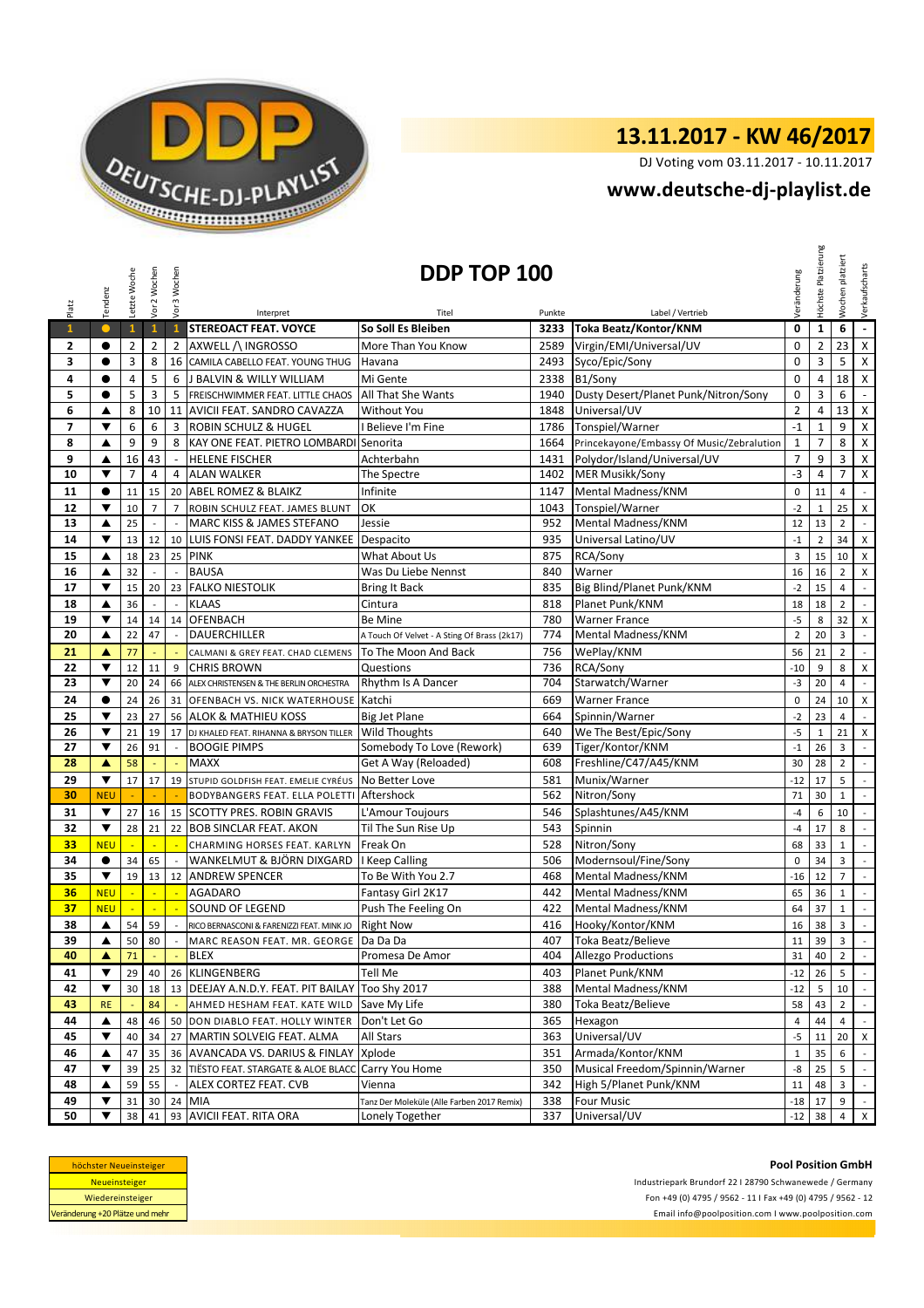# 13.11.2017 - KW 46/2017

DJ Voting vom 03.11.2017 - 10.11.2017

## www.deutsche-dj-playlist.de

## DDP TOP 100

| Platz | Tendenz | Letzte Woche | Vor 2 Wochen | Vor 3 Wochen | Interpret | Titel | Punkte | Label / Vertrieb | Veränderung | Höchste Platzierung | Wochen platziert | Verkaufscharts |
|---|---|---|---|---|---|---|---|---|---|---|---|---|
| 1 | ● | 1 | 1 | 1 | STEREOACT FEAT. VOYCE | So Soll Es Bleiben | 3233 | Toka Beatz/Kontor/KNM | 0 | 1 | 6 | - |
| 2 | ● | 2 | 2 | 2 | AXWELL /\ INGROSSO | More Than You Know | 2589 | Virgin/EMI/Universal/UV | 0 | 2 | 23 | X |
| 3 | ● | 3 | 8 | 16 | CAMILA CABELLO FEAT. YOUNG THUG | Havana | 2493 | Syco/Epic/Sony | 0 | 3 | 5 | X |
| 4 | ● | 4 | 5 | 6 | J BALVIN & WILLY WILLIAM | Mi Gente | 2338 | B1/Sony | 0 | 4 | 18 | X |
| 5 | ● | 5 | 3 | 5 | FREISCHWIMMER FEAT. LITTLE CHAOS | All That She Wants | 1940 | Dusty Desert/Planet Punk/Nitron/Sony | 0 | 3 | 6 | - |
| 6 | ▲ | 8 | 10 | 11 | AVICII FEAT. SANDRO CAVAZZA | Without You | 1848 | Universal/UV | 2 | 4 | 13 | X |
| 7 | ▼ | 6 | 6 | 3 | ROBIN SCHULZ & HUGEL | I Believe I'm Fine | 1786 | Tonspiel/Warner | -1 | 1 | 9 | X |
| 8 | ▲ | 9 | 9 | 8 | KAY ONE FEAT. PIETRO LOMBARDI | Senorita | 1664 | Princekayone/Embassy Of Music/Zebralution | 1 | 7 | 8 | X |
| 9 | ▲ | 16 | 43 | - | HELENE FISCHER | Achterbahn | 1431 | Polydor/Island/Universal/UV | 7 | 9 | 3 | X |
| 10 | ▼ | 7 | 4 | 4 | ALAN WALKER | The Spectre | 1402 | MER Musikk/Sony | -3 | 4 | 7 | X |
| 11 | ● | 11 | 15 | 20 | ABEL ROMEZ & BLAIKZ | Infinite | 1147 | Mental Madness/KNM | 0 | 11 | 4 | - |
| 12 | ▼ | 10 | 7 | 7 | ROBIN SCHULZ FEAT. JAMES BLUNT | OK | 1043 | Tonspiel/Warner | -2 | 1 | 25 | X |
| 13 | ▲ | 25 | - | - | MARC KISS & JAMES STEFANO | Jessie | 952 | Mental Madness/KNM | 12 | 13 | 2 | - |
| 14 | ▼ | 13 | 12 | 10 | LUIS FONSI FEAT. DADDY YANKEE | Despacito | 935 | Universal Latino/UV | -1 | 2 | 34 | X |
| 15 | ▲ | 18 | 23 | 25 | PINK | What About Us | 875 | RCA/Sony | 3 | 15 | 10 | X |
| 16 | ▲ | 32 | - | - | BAUSA | Was Du Liebe Nennst | 840 | Warner | 16 | 16 | 2 | X |
| 17 | ▼ | 15 | 20 | 23 | FALKO NIESTOLIK | Bring It Back | 835 | Big Blind/Planet Punk/KNM | -2 | 15 | 4 | - |
| 18 | ▲ | 36 | - | - | KLAAS | Cintura | 818 | Planet Punk/KNM | 18 | 18 | 2 | - |
| 19 | ▼ | 14 | 14 | 14 | OFENBACH | Be Mine | 780 | Warner France | -5 | 8 | 32 | X |
| 20 | ▲ | 22 | 47 | - | DAUERCHILLER | A Touch Of Velvet - A Sting Of Brass (2k17) | 774 | Mental Madness/KNM | 2 | 20 | 3 | - |
| 21 | ▲ | 77 | - | - | CALMANI & GREY FEAT. CHAD CLEMENS | To The Moon And Back | 756 | WePlay/KNM | 56 | 21 | 2 | - |
| 22 | ▼ | 12 | 11 | 9 | CHRIS BROWN | Questions | 736 | RCA/Sony | -10 | 9 | 8 | X |
| 23 | ▼ | 20 | 24 | 66 | ALEX CHRISTENSEN & THE BERLIN ORCHESTRA | Rhythm Is A Dancer | 704 | Starwatch/Warner | -3 | 20 | 4 | - |
| 24 | ● | 24 | 26 | 31 | OFENBACH VS. NICK WATERHOUSE | Katchi | 669 | Warner France | 0 | 24 | 10 | X |
| 25 | ▼ | 23 | 27 | 56 | ALOK & MATHIEU KOSS | Big Jet Plane | 664 | Spinnin/Warner | -2 | 23 | 4 | - |
| 26 | ▼ | 21 | 19 | 17 | DJ KHALED FEAT. RIHANNA & BRYSON TILLER | Wild Thoughts | 640 | We The Best/Epic/Sony | -5 | 1 | 21 | X |
| 27 | ▼ | 26 | 91 | - | BOOGIE PIMPS | Somebody To Love (Rework) | 639 | Tiger/Kontor/KNM | -1 | 26 | 3 | - |
| 28 | ▲ | 58 | - | - | MAXX | Get A Way (Reloaded) | 608 | Freshline/C47/A45/KNM | 30 | 28 | 2 | - |
| 29 | ▼ | 17 | 17 | 19 | STUPID GOLDFISH FEAT. EMELIE CYRÉUS | No Better Love | 581 | Munix/Warner | -12 | 17 | 5 | - |
| 30 | NEU | - | - | - | BODYBANGERS FEAT. ELLA POLETTI | Aftershock | 562 | Nitron/Sony | 71 | 30 | 1 | - |
| 31 | ▼ | 27 | 16 | 15 | SCOTTY PRES. ROBIN GRAVIS | L'Amour Toujours | 546 | Splashtunes/A45/KNM | -4 | 6 | 10 | - |
| 32 | ▼ | 28 | 21 | 22 | BOB SINCLAR FEAT. AKON | Til The Sun Rise Up | 543 | Spinnin | -4 | 17 | 8 | - |
| 33 | NEU | - | - | - | CHARMING HORSES FEAT. KARLYN | Freak On | 528 | Nitron/Sony | 68 | 33 | 1 | - |
| 34 | ● | 34 | 65 | - | WANKELMUT & BJÖRN DIXGARD | I Keep Calling | 506 | Modernsoul/Fine/Sony | 0 | 34 | 3 | - |
| 35 | ▼ | 19 | 13 | 12 | ANDREW SPENCER | To Be With You 2.7 | 468 | Mental Madness/KNM | -16 | 12 | 7 | - |
| 36 | NEU | - | - | - | AGADARO | Fantasy Girl 2K17 | 442 | Mental Madness/KNM | 65 | 36 | 1 | - |
| 37 | NEU | - | - | - | SOUND OF LEGEND | Push The Feeling On | 422 | Mental Madness/KNM | 64 | 37 | 1 | - |
| 38 | ▲ | 54 | 59 | - | RICO BERNASCONI & FARENIZZI FEAT. MINK JO | Right Now | 416 | Hooky/Kontor/KNM | 16 | 38 | 3 | - |
| 39 | ▲ | 50 | 80 | - | MARC REASON FEAT. MR. GEORGE | Da Da Da | 407 | Toka Beatz/Believe | 11 | 39 | 3 | - |
| 40 | ▲ | 71 | - | - | BLEX | Promesa De Amor | 404 | Allegzo Productions | 31 | 40 | 2 | - |
| 41 | ▼ | 29 | 40 | 26 | KLINGENBERG | Tell Me | 403 | Planet Punk/KNM | -12 | 26 | 5 | - |
| 42 | ▼ | 30 | 18 | 13 | DEEJAY A.N.D.Y. FEAT. PIT BAILAY | Too Shy 2017 | 388 | Mental Madness/KNM | -12 | 5 | 10 | - |
| 43 | RE | - | 84 | - | AHMED HESHAM FEAT. KATE WILD | Save My Life | 380 | Toka Beatz/Believe | 58 | 43 | 2 | - |
| 44 | ▲ | 48 | 46 | 50 | DON DIABLO FEAT. HOLLY WINTER | Don't Let Go | 365 | Hexagon | 4 | 44 | 4 | - |
| 45 | ▼ | 40 | 34 | 27 | MARTIN SOLVEIG FEAT. ALMA | All Stars | 363 | Universal/UV | -5 | 11 | 20 | X |
| 46 | ▲ | 47 | 35 | 36 | AVANCADA VS. DARIUS & FINLAY | Xplode | 351 | Armada/Kontor/KNM | 1 | 35 | 6 | - |
| 47 | ▼ | 39 | 25 | 32 | TIËSTO FEAT. STARGATE & ALOE BLACC | Carry You Home | 350 | Musical Freedom/Spinnin/Warner | -8 | 25 | 5 | - |
| 48 | ▲ | 59 | 55 | - | ALEX CORTEZ FEAT. CVB | Vienna | 342 | High 5/Planet Punk/KNM | 11 | 48 | 3 | - |
| 49 | ▼ | 31 | 30 | 24 | MIA | Tanz Der Moleküle (Alle Farben 2017 Remix) | 338 | Four Music | -18 | 17 | 9 | - |
| 50 | ▼ | 38 | 41 | 93 | AVICII FEAT. RITA ORA | Lonely Together | 337 | Universal/UV | -12 | 38 | 4 | X |

| Legende |
|---|
| höchster Neueinsteiger |
| Neueinsteiger |
| Wiedereinsteiger |
| Veränderung +20 Plätze und mehr |

**Pool Position GmbH**

Industriepark Brundorf 22 I 28790 Schwanewede / Germany

Fon +49 (0) 4795 / 9562 - 11 I Fax +49 (0) 4795 / 9562 - 12

Email info@poolposition.com I www.poolposition.com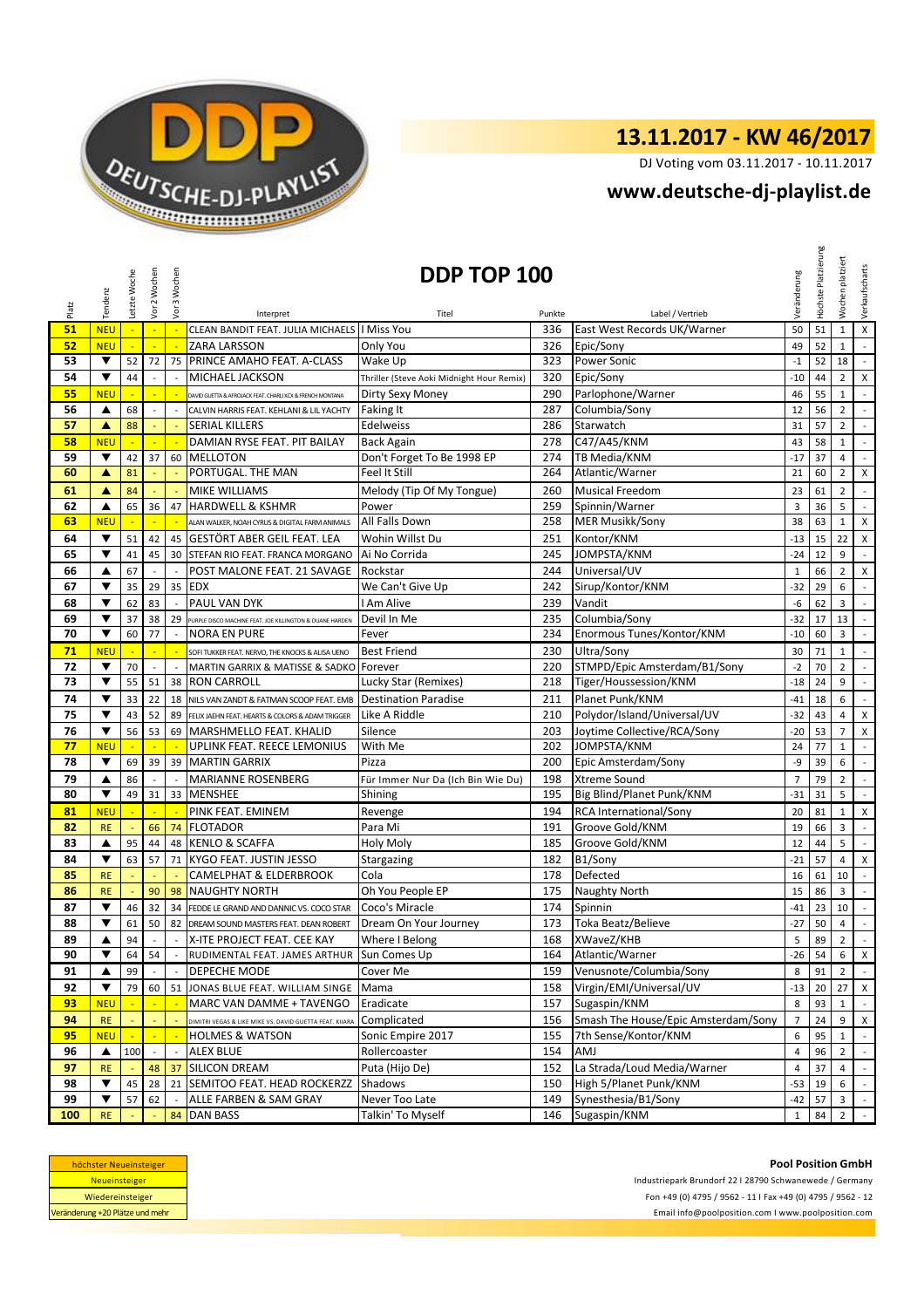# 13.11.2017 - KW 46/2017

DJ Voting vom 03.11.2017 - 10.11.2017

**www.deutsche-dj-playlist.de**

## DDP TOP 100

| Platz | Tendenz | Letzte Woche | Vor 2 Wochen | Vor 3 Wochen | Interpret | Titel | Punkte | Label / Vertrieb | Veränderung | Höchste Platzierung | Wochen platziert | Verkaufscharts |
|---|---|---|---|---|---|---|---|---|---|---|---|---|
| 51 | NEU | - | - | - | CLEAN BANDIT FEAT. JULIA MICHAELS | I Miss You | 336 | East West Records UK/Warner | 50 | 51 | 1 | X |
| 52 | NEU | - | - | - | ZARA LARSSON | Only You | 326 | Epic/Sony | 49 | 52 | 1 | - |
| 53 | ▼ | 52 | 72 | 75 | PRINCE AMAHO FEAT. A-CLASS | Wake Up | 323 | Power Sonic | -1 | 52 | 18 | - |
| 54 | ▼ | 44 | - | - | MICHAEL JACKSON | Thriller (Steve Aoki Midnight Hour Remix) | 320 | Epic/Sony | -10 | 44 | 2 | X |
| 55 | NEU | - | - | - | DAVID GUETTA & AFROJACK FEAT. CHARLI XCX & FRENCH MONTANA | Dirty Sexy Money | 290 | Parlophone/Warner | 46 | 55 | 1 | - |
| 56 | ▲ | 68 | - | - | CALVIN HARRIS FEAT. KEHLANI & LIL YACHTY | Faking It | 287 | Columbia/Sony | 12 | 56 | 2 | - |
| 57 | ▲ | 88 | - | - | SERIAL KILLERS | Edelweiss | 286 | Starwatch | 31 | 57 | 2 | - |
| 58 | NEU | - | - | - | DAMIAN RYSE FEAT. PIT BAILAY | Back Again | 278 | C47/A45/KNM | 43 | 58 | 1 | - |
| 59 | ▼ | 42 | 37 | 60 | MELLOTON | Don't Forget To Be 1998 EP | 274 | TB Media/KNM | -17 | 37 | 4 | - |
| 60 | ▲ | 81 | - | - | PORTUGAL. THE MAN | Feel It Still | 264 | Atlantic/Warner | 21 | 60 | 2 | X |
| 61 | ▲ | 84 | - | - | MIKE WILLIAMS | Melody (Tip Of My Tongue) | 260 | Musical Freedom | 23 | 61 | 2 | - |
| 62 | ▲ | 65 | 36 | 47 | HARDWELL & KSHMR | Power | 259 | Spinnin/Warner | 3 | 36 | 5 | - |
| 63 | NEU | - | - | - | ALAN WALKER, NOAH CYRUS & DIGITAL FARM ANIMALS | All Falls Down | 258 | MER Musikk/Sony | 38 | 63 | 1 | X |
| 64 | ▼ | 51 | 42 | 45 | GESTÖRT ABER GEIL FEAT. LEA | Wohin Willst Du | 251 | Kontor/KNM | -13 | 15 | 22 | X |
| 65 | ▼ | 41 | 45 | 30 | STEFAN RIO FEAT. FRANCA MORGANO | Ai No Corrida | 245 | JOMPSTA/KNM | -24 | 12 | 9 | - |
| 66 | ▲ | 67 | - | - | POST MALONE FEAT. 21 SAVAGE | Rockstar | 244 | Universal/UV | 1 | 66 | 2 | X |
| 67 | ▼ | 35 | 29 | 35 | EDX | We Can't Give Up | 242 | Sirup/Kontor/KNM | -32 | 29 | 6 | - |
| 68 | ▼ | 62 | 83 | - | PAUL VAN DYK | I Am Alive | 239 | Vandit | -6 | 62 | 3 | - |
| 69 | ▼ | 37 | 38 | 29 | PURPLE DISCO MACHINE FEAT. JOE KILLINGTON & DUANE HARDEN | Devil In Me | 235 | Columbia/Sony | -32 | 17 | 13 | - |
| 70 | ▼ | 60 | 77 | - | NORA EN PURE | Fever | 234 | Enormous Tunes/Kontor/KNM | -10 | 60 | 3 | - |
| 71 | NEU | - | - | - | SOFI TUKKER FEAT. NERVO, THE KNOCKS & ALISA UENO | Best Friend | 230 | Ultra/Sony | 30 | 71 | 1 | - |
| 72 | ▼ | 70 | - | - | MARTIN GARRIX & MATISSE & SADKO | Forever | 220 | STMPD/Epic Amsterdam/B1/Sony | -2 | 70 | 2 | - |
| 73 | ▼ | 55 | 51 | 38 | RON CARROLL | Lucky Star (Remixes) | 218 | Tiger/Houssession/KNM | -18 | 24 | 9 | - |
| 74 | ▼ | 33 | 22 | 18 | NILS VAN ZANDT & FATMAN SCOOP FEAT. EMB | Destination Paradise | 211 | Planet Punk/KNM | -41 | 18 | 6 | - |
| 75 | ▼ | 43 | 52 | 89 | FELIX JAEHN FEAT. HEARTS & COLORS & ADAM TRIGGER | Like A Riddle | 210 | Polydor/Island/Universal/UV | -32 | 43 | 4 | X |
| 76 | ▼ | 56 | 53 | 69 | MARSHMELLO FEAT. KHALID | Silence | 203 | Joytime Collective/RCA/Sony | -20 | 53 | 7 | X |
| 77 | NEU | - | - | - | UPLINK FEAT. REECE LEMONIUS | With Me | 202 | JOMPSTA/KNM | 24 | 77 | 1 | - |
| 78 | ▼ | 69 | 39 | 39 | MARTIN GARRIX | Pizza | 200 | Epic Amsterdam/Sony | -9 | 39 | 6 | - |
| 79 | ▲ | 86 | - | - | MARIANNE ROSENBERG | Für Immer Nur Da (Ich Bin Wie Du) | 198 | Xtreme Sound | 7 | 79 | 2 | - |
| 80 | ▼ | 49 | 31 | 33 | MENSHEE | Shining | 195 | Big Blind/Planet Punk/KNM | -31 | 31 | 5 | - |
| 81 | NEU | - | - | - | PINK FEAT. EMINEM | Revenge | 194 | RCA International/Sony | 20 | 81 | 1 | X |
| 82 | RE | - | 66 | 74 | FLOTADOR | Para Mi | 191 | Groove Gold/KNM | 19 | 66 | 3 | - |
| 83 | ▲ | 95 | 44 | 48 | KENLO & SCAFFA | Holy Moly | 185 | Groove Gold/KNM | 12 | 44 | 5 | - |
| 84 | ▼ | 63 | 57 | 71 | KYGO FEAT. JUSTIN JESSO | Stargazing | 182 | B1/Sony | -21 | 57 | 4 | X |
| 85 | RE | - | - | - | CAMELPHAT & ELDERBROOK | Cola | 178 | Defected | 16 | 61 | 10 | - |
| 86 | RE | - | 90 | 98 | NAUGHTY NORTH | Oh You People EP | 175 | Naughty North | 15 | 86 | 3 | - |
| 87 | ▼ | 46 | 32 | 34 | FEDDE LE GRAND AND DANNIC VS. COCO STAR | Coco's Miracle | 174 | Spinnin | -41 | 23 | 10 | - |
| 88 | ▼ | 61 | 50 | 82 | DREAM SOUND MASTERS FEAT. DEAN ROBERT | Dream On Your Journey | 173 | Toka Beatz/Believe | -27 | 50 | 4 | - |
| 89 | ▲ | 94 | - | - | X-ITE PROJECT FEAT. CEE KAY | Where I Belong | 168 | XWaveZ/KHB | 5 | 89 | 2 | - |
| 90 | ▼ | 64 | 54 | - | RUDIMENTAL FEAT. JAMES ARTHUR | Sun Comes Up | 164 | Atlantic/Warner | -26 | 54 | 6 | X |
| 91 | ▲ | 99 | - | - | DEPECHE MODE | Cover Me | 159 | Venusnote/Columbia/Sony | 8 | 91 | 2 | - |
| 92 | ▼ | 79 | 60 | 51 | JONAS BLUE FEAT. WILLIAM SINGE | Mama | 158 | Virgin/EMI/Universal/UV | -13 | 20 | 27 | X |
| 93 | NEU | - | - | - | MARC VAN DAMME + TAVENGO | Eradicate | 157 | Sugaspin/KNM | 8 | 93 | 1 | - |
| 94 | RE | - | - | - | DIMITRI VEGAS & LIKE MIKE VS. DAVID GUETTA FEAT. KIIARA | Complicated | 156 | Smash The House/Epic Amsterdam/Sony | 7 | 24 | 9 | X |
| 95 | NEU | - | - | - | HOLMES & WATSON | Sonic Empire 2017 | 155 | 7th Sense/Kontor/KNM | 6 | 95 | 1 | - |
| 96 | ▲ | 100 | - | - | ALEX BLUE | Rollercoaster | 154 | AMJ | 4 | 96 | 2 | - |
| 97 | RE | - | 48 | 37 | SILICON DREAM | Puta (Hijo De) | 152 | La Strada/Loud Media/Warner | 4 | 37 | 4 | - |
| 98 | ▼ | 45 | 28 | 21 | SEMITOO FEAT. HEAD ROCKERZ | Shadows | 150 | High 5/Planet Punk/KNM | -53 | 19 | 6 | - |
| 99 | ▼ | 57 | 62 | - | ALLE FARBEN & SAM GRAY | Never Too Late | 149 | Synesthesia/B1/Sony | -42 | 57 | 3 | - |
| 100 | RE | - | - | 84 | DAN BASS | Talkin' To Myself | 146 | Sugaspin/KNM | 1 | 84 | 2 | - |

höchster Neueinsteiger
Neueinsteiger
Wiedereinsteiger
Veränderung +20 Plätze und mehr

**Pool Position GmbH**
Industriepark Brundorf 22 I 28790 Schwanewede / Germany
Fon +49 (0) 4795 / 9562 - 11 I Fax +49 (0) 4795 / 9562 - 12
Email info@poolposition.com I www.poolposition.com